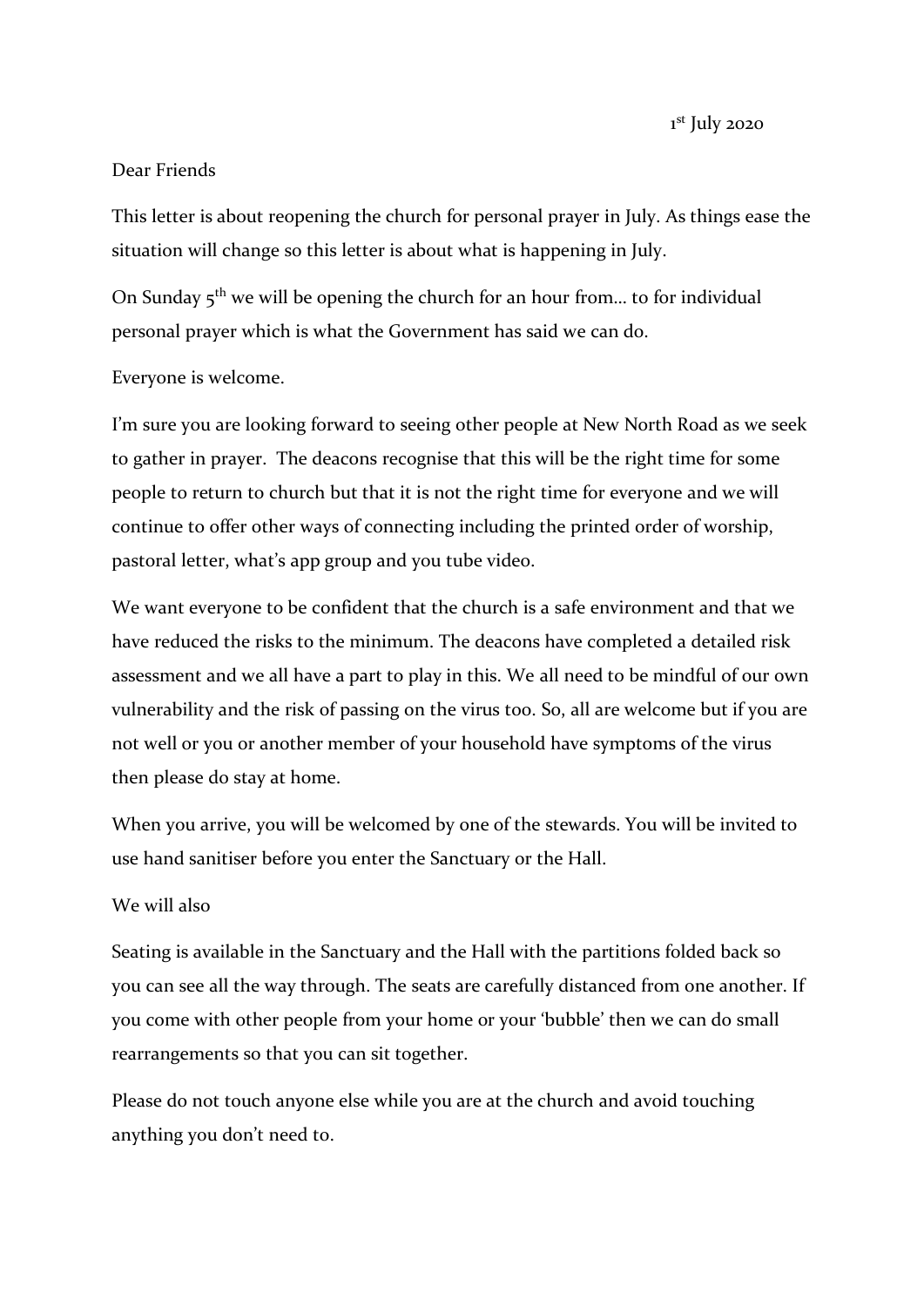1st July 2020

Dear Friends

This letter is about reopening the church for personal prayer in July. As things ease the situation will change so this letter is about what is happening in July.

On Sunday 5th we will be opening the church for an hour from… to for individual personal prayer which is what the Government has said we can do.

Everyone is welcome.

I'm sure you are looking forward to seeing other people at New North Road as we seek to gather in prayer. The deacons recognise that this will be the right time for some people to return to church but that it is not the right time for everyone and we will continue to offer other ways of connecting including the printed order of worship, pastoral letter, what's app group and you tube video.

We want everyone to be confident that the church is a safe environment and that we have reduced the risks to the minimum. The deacons have completed a detailed risk assessment and we all have a part to play in this. We all need to be mindful of our own vulnerability and the risk of passing on the virus too. So, all are welcome but if you are not well or you or another member of your household have symptoms of the virus then please do stay at home.

When you arrive, you will be welcomed by one of the stewards. You will be invited to use hand sanitiser before you enter the Sanctuary or the Hall.

We will also

Seating is available in the Sanctuary and the Hall with the partitions folded back so you can see all the way through. The seats are carefully distanced from one another. If you come with other people from your home or your 'bubble' then we can do small rearrangements so that you can sit together.

Please do not touch anyone else while you are at the church and avoid touching anything you don't need to.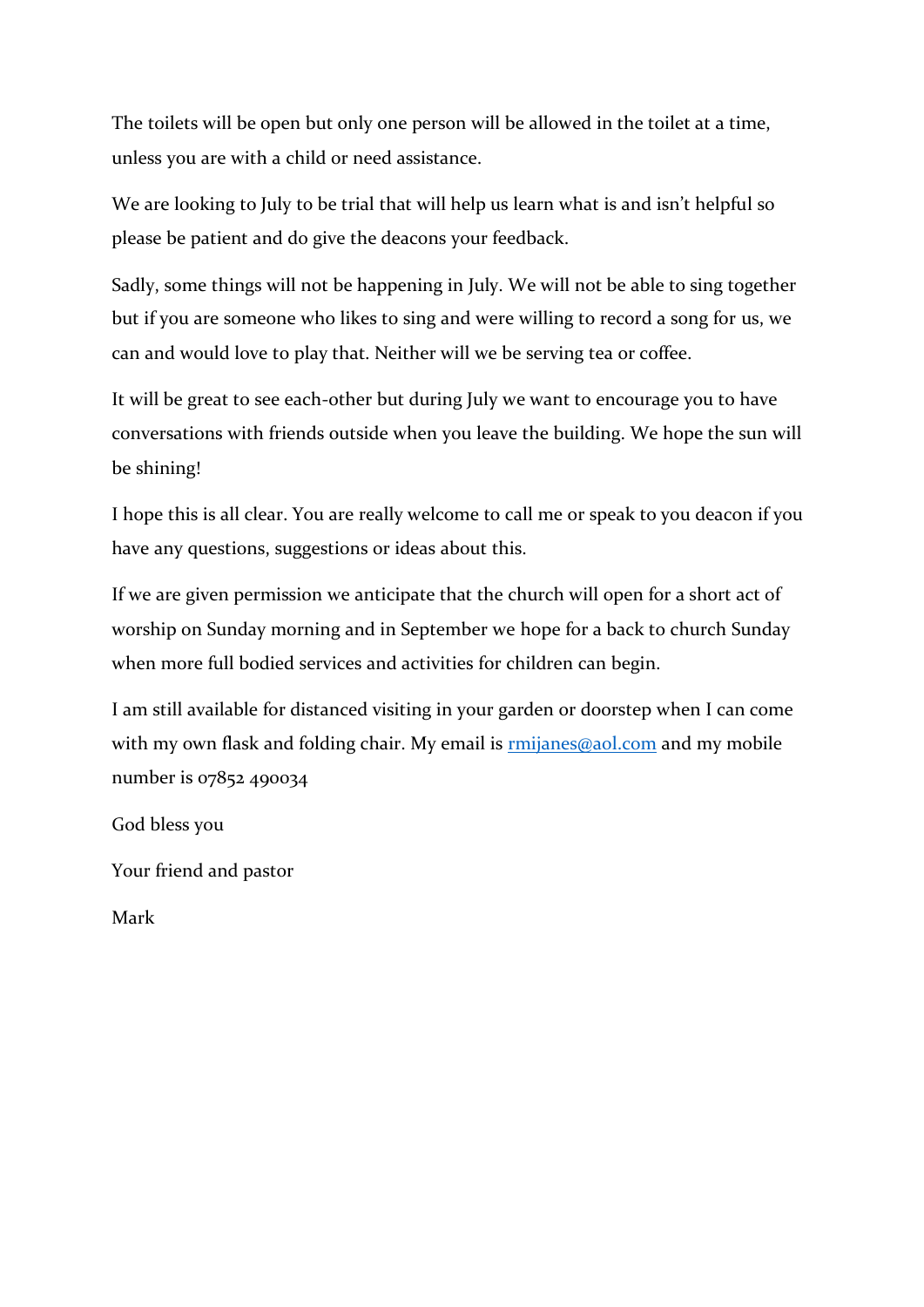The toilets will be open but only one person will be allowed in the toilet at a time, unless you are with a child or need assistance.

We are looking to July to be trial that will help us learn what is and isn't helpful so please be patient and do give the deacons your feedback.

Sadly, some things will not be happening in July. We will not be able to sing together but if you are someone who likes to sing and were willing to record a song for us, we can and would love to play that. Neither will we be serving tea or coffee.

It will be great to see each-other but during July we want to encourage you to have conversations with friends outside when you leave the building. We hope the sun will be shining!

I hope this is all clear. You are really welcome to call me or speak to you deacon if you have any questions, suggestions or ideas about this.

If we are given permission we anticipate that the church will open for a short act of worship on Sunday morning and in September we hope for a back to church Sunday when more full bodied services and activities for children can begin.

I am still available for distanced visiting in your garden or doorstep when I can come with my own flask and folding chair. My email is rmijanes@aol.com and my mobile number is 07852 490034

God bless you

Your friend and pastor

Mark